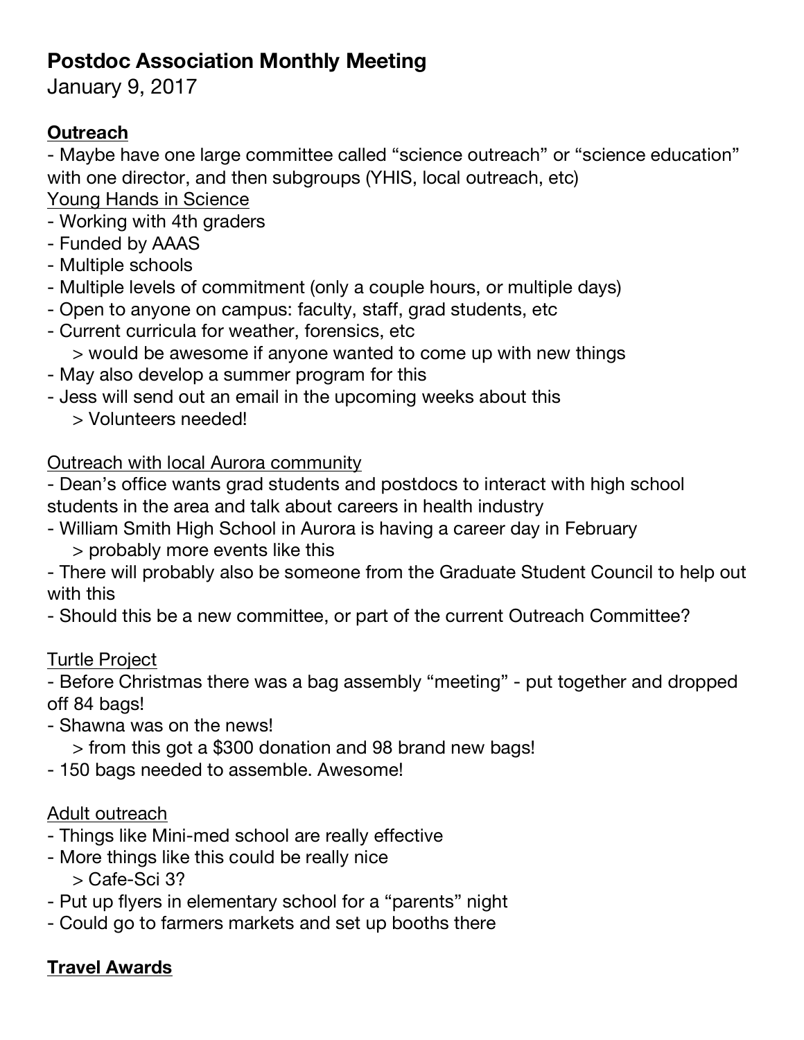# Postdoc Association Monthly Meeting

January 9, 2017

## Outreach

- Maybe have one large committee called "science outreach" or "science education" with one director, and then subgroups (YHIS, local outreach, etc)

### Young Hands in Science

- Working with 4th graders
- Funded by AAAS
- Multiple schools
- Multiple levels of commitment (only a couple hours, or multiple days)
- Open to anyone on campus: faculty, staff, grad students, etc
- Current curricula for weather, forensics, etc
  - > would be awesome if anyone wanted to come up with new things
- May also develop a summer program for this
- Jess will send out an email in the upcoming weeks about this
  - > Volunteers needed!

### Outreach with local Aurora community

- Dean's office wants grad students and postdocs to interact with high school students in the area and talk about careers in health industry
- William Smith High School in Aurora is having a career day in February
  - > probably more events like this
- There will probably also be someone from the Graduate Student Council to help out with this
- Should this be a new committee, or part of the current Outreach Committee?

### Turtle Project

- Before Christmas there was a bag assembly "meeting" - put together and dropped off 84 bags!
- Shawna was on the news!
  - > from this got a $300 donation and 98 brand new bags!
- 150 bags needed to assemble. Awesome!

### Adult outreach

- Things like Mini-med school are really effective
- More things like this could be really nice
  - > Cafe-Sci 3?
- Put up flyers in elementary school for a "parents" night
- Could go to farmers markets and set up booths there

## Travel Awards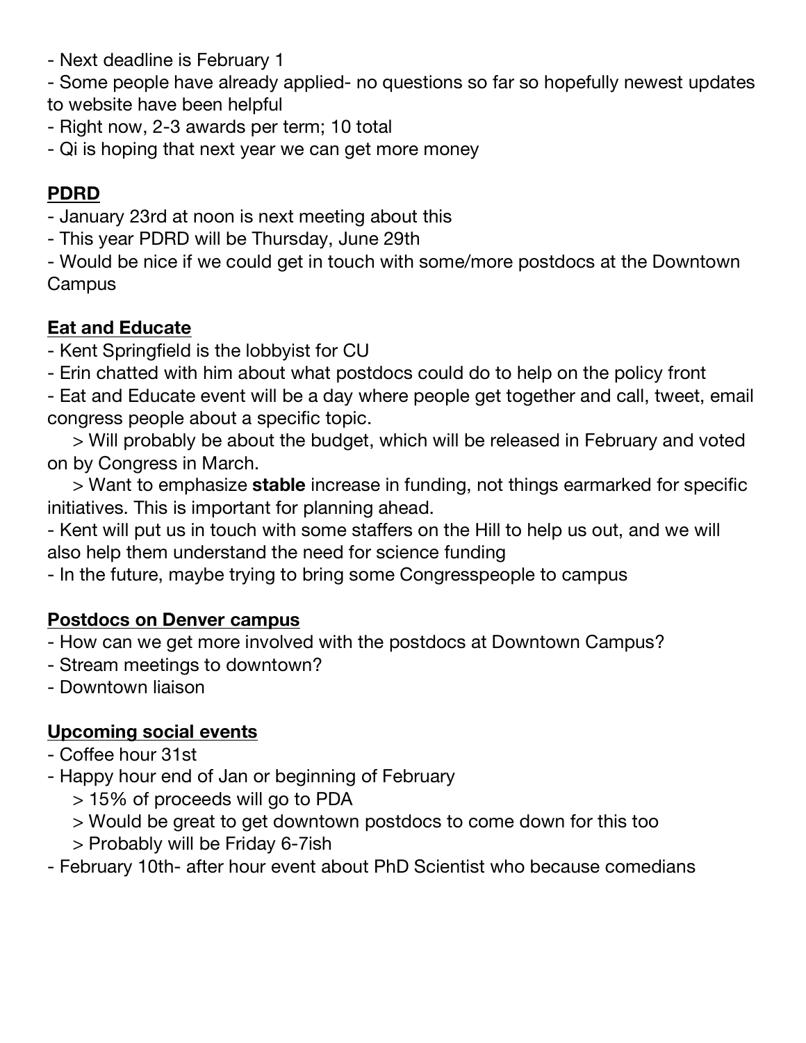- Next deadline is February 1
- Some people have already applied- no questions so far so hopefully newest updates to website have been helpful
- Right now, 2-3 awards per term; 10 total
- Qi is hoping that next year we can get more money

**PDRD**

- January 23rd at noon is next meeting about this
- This year PDRD will be Thursday, June 29th
- Would be nice if we could get in touch with some/more postdocs at the Downtown Campus

**Eat and Educate**

- Kent Springfield is the lobbyist for CU
- Erin chatted with him about what postdocs could do to help on the policy front
- Eat and Educate event will be a day where people get together and call, tweet, email congress people about a specific topic.
    > Will probably be about the budget, which will be released in February and voted on by Congress in March.
    > Want to emphasize **stable** increase in funding, not things earmarked for specific initiatives. This is important for planning ahead.
- Kent will put us in touch with some staffers on the Hill to help us out, and we will also help them understand the need for science funding
- In the future, maybe trying to bring some Congresspeople to campus

**Postdocs on Denver campus**

- How can we get more involved with the postdocs at Downtown Campus?
- Stream meetings to downtown?
- Downtown liaison

**Upcoming social events**

- Coffee hour 31st
- Happy hour end of Jan or beginning of February
    > 15% of proceeds will go to PDA
    > Would be great to get downtown postdocs to come down for this too
    > Probably will be Friday 6-7ish
- February 10th- after hour event about PhD Scientist who because comedians